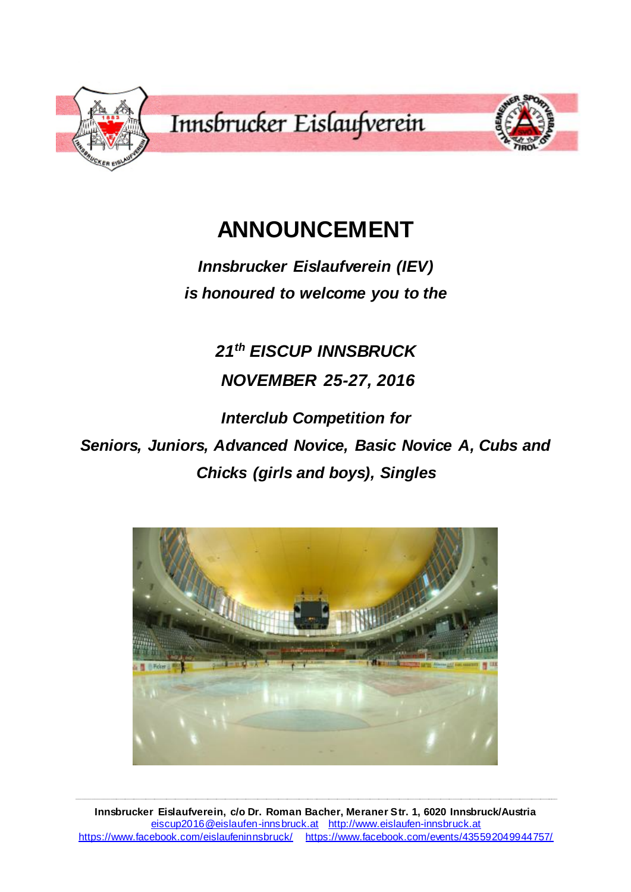Innsbrucker Eislaufverein

# ANNOUNCEMENT

***Innsbrucker Eislaufverein (IEV)***

***is honoured to welcome you to the***

***21th EISCUP INNSBRUCK***

***NOVEMBER 25-27, 2016***

***Interclub Competition for***

***Seniors, Juniors, Advanced Novice, Basic Novice A, Cubs and Chicks (girls and boys), Singles***

**Innsbrucker Eislaufverein, c/o Dr. Roman Bacher, Meraner Str. 1, 6020 Innsbruck/Austria**

eiscup2016@eislaufen-innsbruck.at http://www.eislaufen-innsbruck.at

https://www.facebook.com/eislaufeninnsbruck/ https://www.facebook.com/events/435592049944757/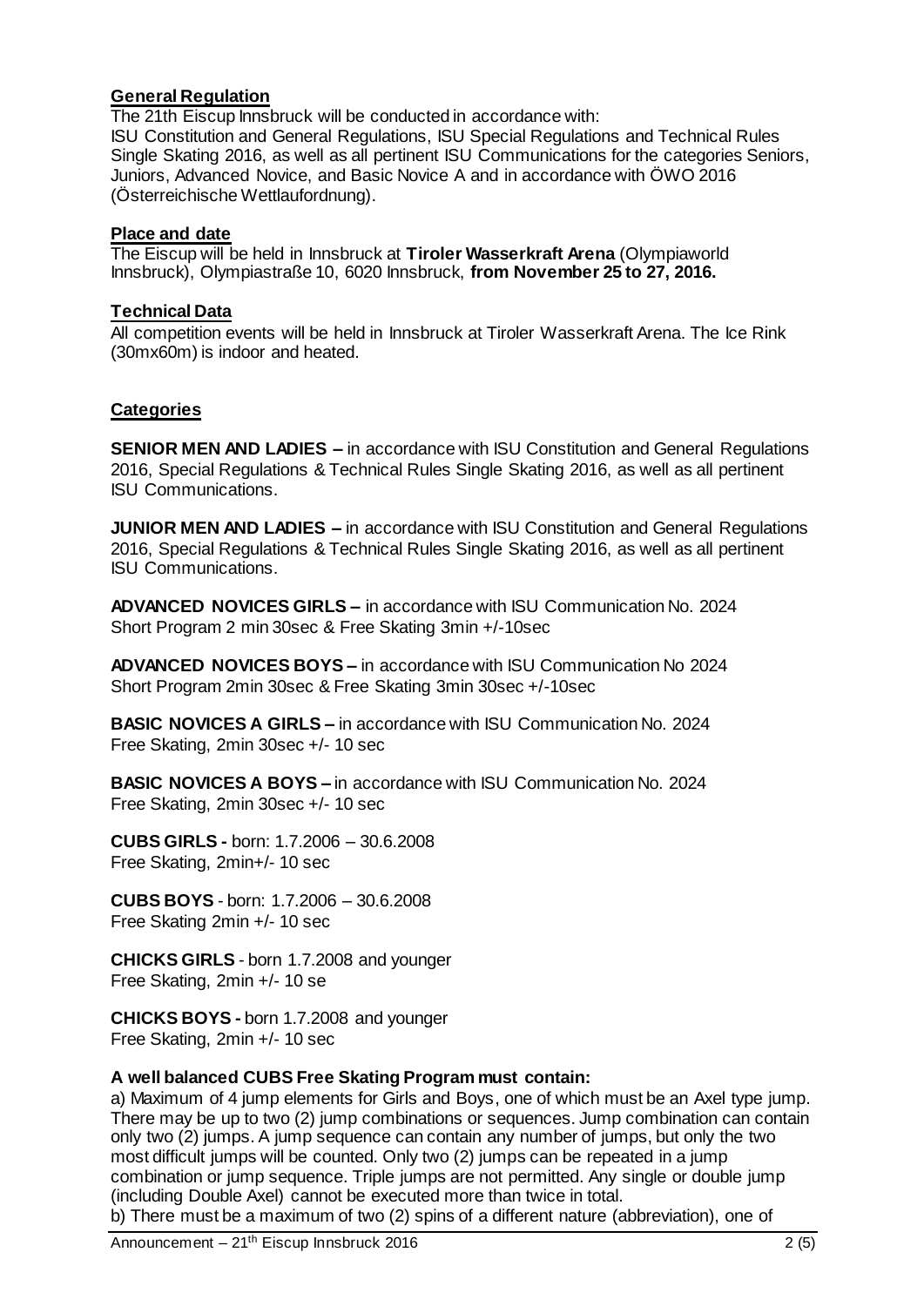**General Regulation**

The 21th Eiscup Innsbruck will be conducted in accordance with:
ISU Constitution and General Regulations, ISU Special Regulations and Technical Rules Single Skating 2016, as well as all pertinent ISU Communications for the categories Seniors, Juniors, Advanced Novice, and Basic Novice A and in accordance with ÖWO 2016 (Österreichische Wettlaufordnung).

**Place and date**

The Eiscup will be held in Innsbruck at **Tiroler Wasserkraft Arena** (Olympiaworld Innsbruck), Olympiastraße 10, 6020 Innsbruck, **from November 25 to 27, 2016.**

**Technical Data**

All competition events will be held in Innsbruck at Tiroler Wasserkraft Arena. The Ice Rink (30mx60m) is indoor and heated.

**Categories**

**SENIOR MEN AND LADIES –** in accordance with ISU Constitution and General Regulations 2016, Special Regulations & Technical Rules Single Skating 2016, as well as all pertinent ISU Communications.

**JUNIOR MEN AND LADIES –** in accordance with ISU Constitution and General Regulations 2016, Special Regulations & Technical Rules Single Skating 2016, as well as all pertinent ISU Communications.

**ADVANCED NOVICES GIRLS –** in accordance with ISU Communication No. 2024
Short Program 2 min 30sec & Free Skating 3min +/-10sec

**ADVANCED NOVICES BOYS –** in accordance with ISU Communication No 2024
Short Program 2min 30sec & Free Skating 3min 30sec +/-10sec

**BASIC NOVICES A GIRLS –** in accordance with ISU Communication No. 2024
Free Skating, 2min 30sec +/- 10 sec

**BASIC NOVICES A BOYS –** in accordance with ISU Communication No. 2024
Free Skating, 2min 30sec +/- 10 sec

**CUBS GIRLS -** born: 1.7.2006 – 30.6.2008
Free Skating, 2min+/- 10 sec

**CUBS BOYS** - born: 1.7.2006 – 30.6.2008
Free Skating 2min +/- 10 sec

**CHICKS GIRLS** - born 1.7.2008 and younger
Free Skating, 2min +/- 10 se

**CHICKS BOYS -** born 1.7.2008 and younger
Free Skating, 2min +/- 10 sec

**A well balanced CUBS Free Skating Program must contain:**

a) Maximum of 4 jump elements for Girls and Boys, one of which must be an Axel type jump. There may be up to two (2) jump combinations or sequences. Jump combination can contain only two (2) jumps. A jump sequence can contain any number of jumps, but only the two most difficult jumps will be counted. Only two (2) jumps can be repeated in a jump combination or jump sequence. Triple jumps are not permitted. Any single or double jump (including Double Axel) cannot be executed more than twice in total.
b) There must be a maximum of two (2) spins of a different nature (abbreviation), one of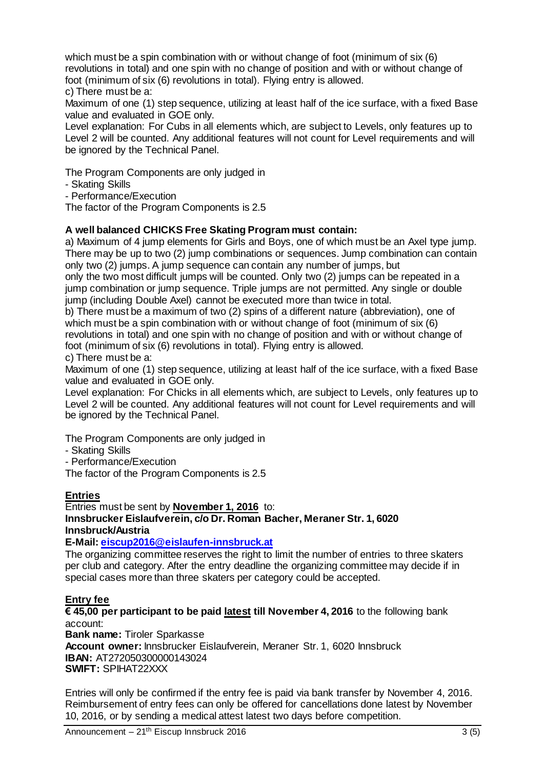which must be a spin combination with or without change of foot (minimum of six (6) revolutions in total) and one spin with no change of position and with or without change of foot (minimum of six (6) revolutions in total). Flying entry is allowed.

c) There must be a:

Maximum of one (1) step sequence, utilizing at least half of the ice surface, with a fixed Base value and evaluated in GOE only.

Level explanation: For Cubs in all elements which, are subject to Levels, only features up to Level 2 will be counted. Any additional features will not count for Level requirements and will be ignored by the Technical Panel.

The Program Components are only judged in

- Skating Skills
- Performance/Execution

The factor of the Program Components is 2.5

**A well balanced CHICKS Free Skating Program must contain:**

a) Maximum of 4 jump elements for Girls and Boys, one of which must be an Axel type jump. There may be up to two (2) jump combinations or sequences. Jump combination can contain only two (2) jumps. A jump sequence can contain any number of jumps, but only the two most difficult jumps will be counted. Only two (2) jumps can be repeated in a jump combination or jump sequence. Triple jumps are not permitted. Any single or double jump (including Double Axel) cannot be executed more than twice in total.

b) There must be a maximum of two (2) spins of a different nature (abbreviation), one of which must be a spin combination with or without change of foot (minimum of six (6) revolutions in total) and one spin with no change of position and with or without change of foot (minimum of six (6) revolutions in total). Flying entry is allowed.

c) There must be a:

Maximum of one (1) step sequence, utilizing at least half of the ice surface, with a fixed Base value and evaluated in GOE only.

Level explanation: For Chicks in all elements which, are subject to Levels, only features up to Level 2 will be counted. Any additional features will not count for Level requirements and will be ignored by the Technical Panel.

The Program Components are only judged in

- Skating Skills
- Performance/Execution

The factor of the Program Components is 2.5

## Entries

Entries must be sent by **November 1, 2016** to:
**Innsbrucker Eislaufverein, c/o Dr. Roman Bacher, Meraner Str. 1, 6020 Innsbruck/Austria**
**E-Mail: eiscup2016@eislaufen-innsbruck.at**

The organizing committee reserves the right to limit the number of entries to three skaters per club and category. After the entry deadline the organizing committee may decide if in special cases more than three skaters per category could be accepted.

## Entry fee

**€ 45,00 per participant to be paid latest till November 4, 2016** to the following bank account:
**Bank name:** Tiroler Sparkasse
**Account owner:** Innsbrucker Eislaufverein, Meraner Str. 1, 6020 Innsbruck
**IBAN:** AT272050300000143024
**SWIFT:** SPIHAT22XXX

Entries will only be confirmed if the entry fee is paid via bank transfer by November 4, 2016. Reimbursement of entry fees can only be offered for cancellations done latest by November 10, 2016, or by sending a medical attest latest two days before competition.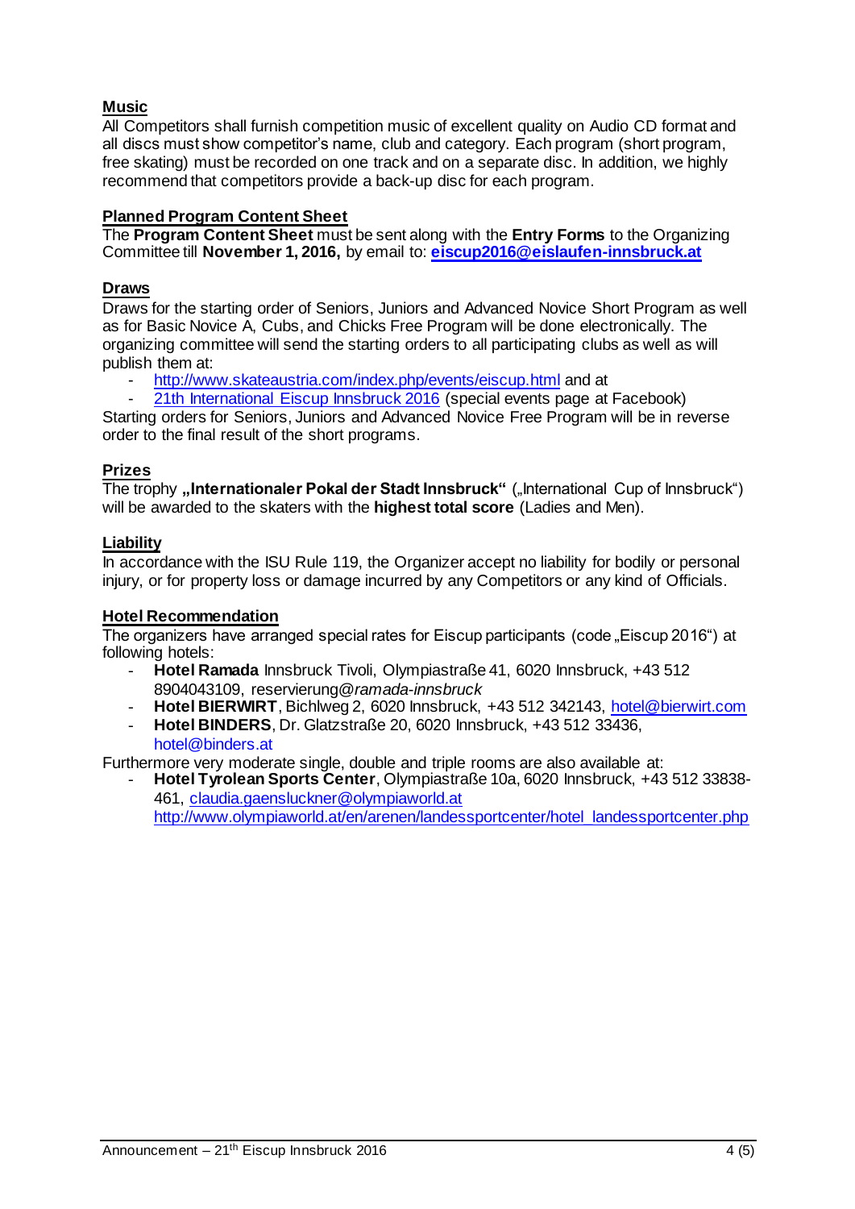## Music

All Competitors shall furnish competition music of excellent quality on Audio CD format and all discs must show competitor's name, club and category. Each program (short program, free skating) must be recorded on one track and on a separate disc. In addition, we highly recommend that competitors provide a back-up disc for each program.

## Planned Program Content Sheet

The **Program Content Sheet** must be sent along with the **Entry Forms** to the Organizing Committee till **November 1, 2016,** by email to: **eiscup2016@eislaufen-innsbruck.at**

## Draws

Draws for the starting order of Seniors, Juniors and Advanced Novice Short Program as well as for Basic Novice A, Cubs, and Chicks Free Program will be done electronically. The organizing committee will send the starting orders to all participating clubs as well as will publish them at:

- http://www.skateaustria.com/index.php/events/eiscup.html and at
- 21th International Eiscup Innsbruck 2016 (special events page at Facebook)

Starting orders for Seniors, Juniors and Advanced Novice Free Program will be in reverse order to the final result of the short programs.

## Prizes

The trophy **„Internationaler Pokal der Stadt Innsbruck"** („International Cup of Innsbruck") will be awarded to the skaters with the **highest total score** (Ladies and Men).

## Liability

In accordance with the ISU Rule 119, the Organizer accept no liability for bodily or personal injury, or for property loss or damage incurred by any Competitors or any kind of Officials.

## Hotel Recommendation

The organizers have arranged special rates for Eiscup participants (code „Eiscup 2016") at following hotels:

- **Hotel Ramada** Innsbruck Tivoli, Olympiastraße 41, 6020 Innsbruck, +43 512 8904043109, reservierung@*ramada-innsbruck*
- **Hotel BIERWIRT**, Bichlweg 2, 6020 Innsbruck, +43 512 342143, hotel@bierwirt.com
- **Hotel BINDERS**, Dr. Glatzstraße 20, 6020 Innsbruck, +43 512 33436, hotel@binders.at

Furthermore very moderate single, double and triple rooms are also available at:

- **Hotel Tyrolean Sports Center**, Olympiastraße 10a, 6020 Innsbruck, +43 512 33838-461, claudia.gaensluckner@olympiaworld.at http://www.olympiaworld.at/en/arenen/landessportcenter/hotel_landessportcenter.php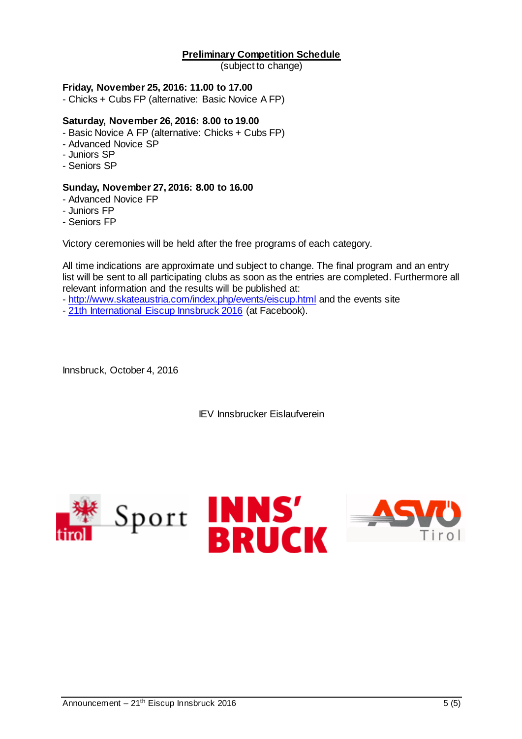**Preliminary Competition Schedule**

(subject to change)

**Friday, November 25, 2016: 11.00 to 17.00**

- Chicks + Cubs FP (alternative: Basic Novice A FP)

**Saturday, November 26, 2016: 8.00 to 19.00**

- Basic Novice A FP (alternative: Chicks + Cubs FP)
- Advanced Novice SP
- Juniors SP
- Seniors SP

**Sunday, November 27, 2016: 8.00 to 16.00**

- Advanced Novice FP
- Juniors FP
- Seniors FP

Victory ceremonies will be held after the free programs of each category.

All time indications are approximate und subject to change. The final program and an entry list will be sent to all participating clubs as soon as the entries are completed. Furthermore all relevant information and the results will be published at:

- http://www.skateaustria.com/index.php/events/eiscup.html and the events site
- 21th International Eiscup Innsbruck 2016 (at Facebook).

Innsbruck, October 4, 2016

IEV Innsbrucker Eislaufverein

tirol Sport

INNS' BRUCK

ASVÖ Tirol